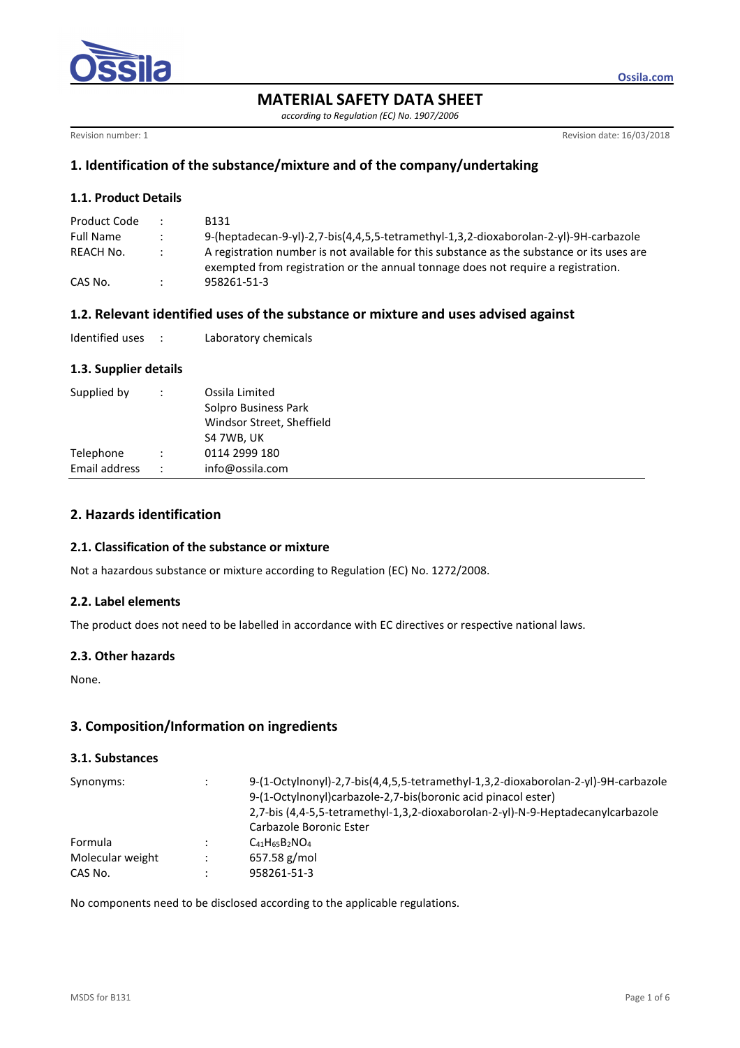# MATERIAL SAFETY DATA SHEET

*according to Regulation (EC) No. 1907/2006*

Revision number: 1 | Revision date: 16/03/2018

## 1. Identification of the substance/mixture and of the company/undertaking

### 1.1. Product Details

| | | |
|---|---|---|
| Product Code | : | B131 |
| Full Name | : | 9-(heptadecan-9-yl)-2,7-bis(4,4,5,5-tetramethyl-1,3,2-dioxaborolan-2-yl)-9H-carbazole |
| REACH No. | : | A registration number is not available for this substance as the substance or its uses are exempted from registration or the annual tonnage does not require a registration. |
| CAS No. | : | 958261-51-3 |

### 1.2. Relevant identified uses of the substance or mixture and uses advised against

| | | |
|---|---|---|
| Identified uses | : | Laboratory chemicals |

### 1.3. Supplier details

| | | |
|---|---|---|
| Supplied by | : | Ossila Limited<br>Solpro Business Park<br>Windsor Street, Sheffield<br>S4 7WB, UK |
| Telephone | : | 0114 2999 180 |
| Email address | : | info@ossila.com |

## 2. Hazards identification

### 2.1. Classification of the substance or mixture

Not a hazardous substance or mixture according to Regulation (EC) No. 1272/2008.

### 2.2. Label elements

The product does not need to be labelled in accordance with EC directives or respective national laws.

### 2.3. Other hazards

None.

## 3. Composition/Information on ingredients

### 3.1. Substances

| | | |
|---|---|---|
| Synonyms: | : | 9-(1-Octylnonyl)-2,7-bis(4,4,5,5-tetramethyl-1,3,2-dioxaborolan-2-yl)-9H-carbazole<br>9-(1-Octylnonyl)carbazole-2,7-bis(boronic acid pinacol ester)<br>2,7-bis (4,4-5,5-tetramethyl-1,3,2-dioxaborolan-2-yl)-N-9-Heptadecanylcarbazole<br>Carbazole Boronic Ester |
| Formula | : | $C_{41}H_{65}B_2NO_4$ |
| Molecular weight | : | 657.58 g/mol |
| CAS No. | : | 958261-51-3 |

No components need to be disclosed according to the applicable regulations.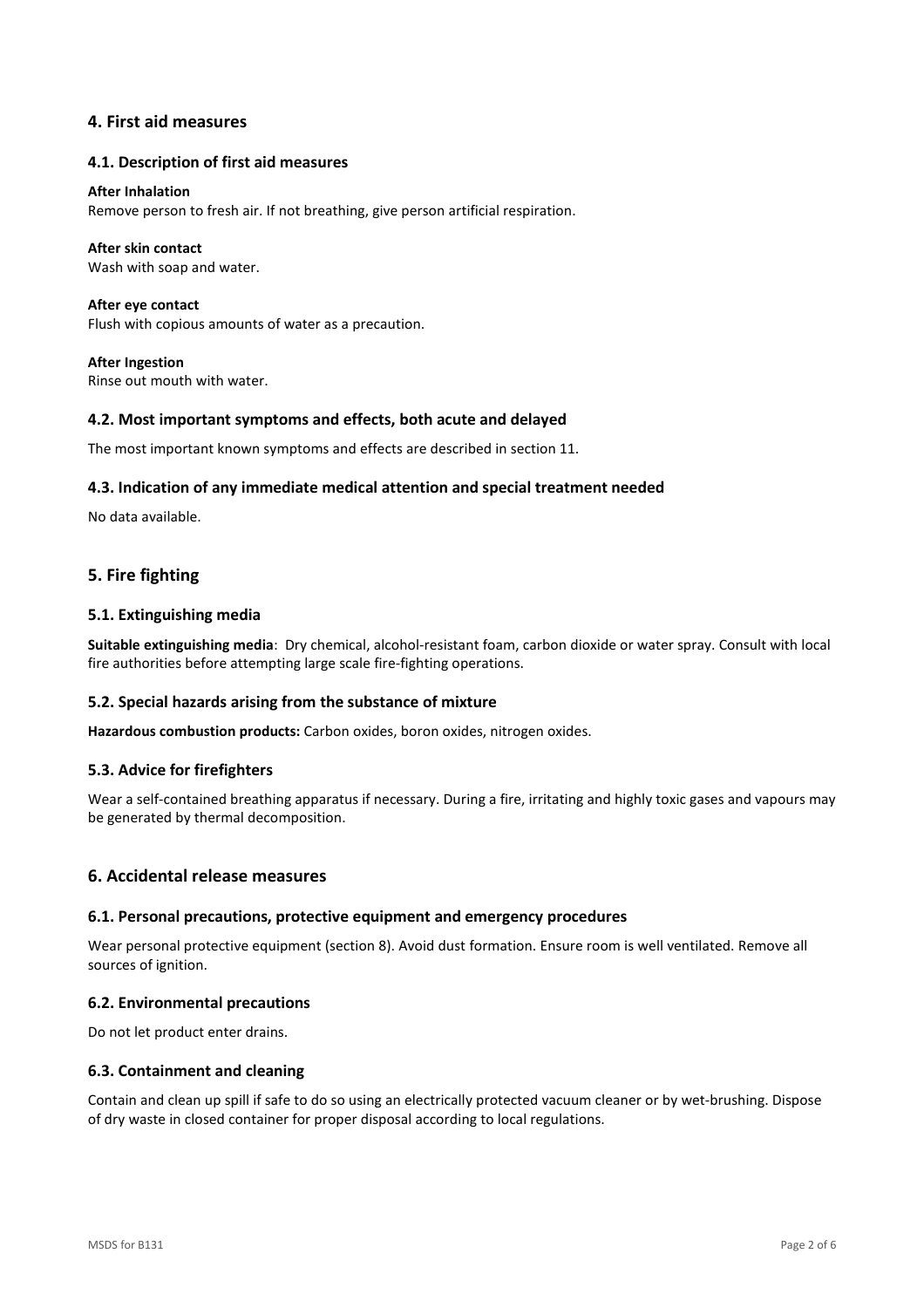## 4. First aid measures

### 4.1. Description of first aid measures

**After Inhalation**
Remove person to fresh air. If not breathing, give person artificial respiration.

**After skin contact**
Wash with soap and water.

**After eye contact**
Flush with copious amounts of water as a precaution.

**After Ingestion**
Rinse out mouth with water.

### 4.2. Most important symptoms and effects, both acute and delayed

The most important known symptoms and effects are described in section 11.

### 4.3. Indication of any immediate medical attention and special treatment needed

No data available.

## 5. Fire fighting

### 5.1. Extinguishing media

**Suitable extinguishing media**: Dry chemical, alcohol-resistant foam, carbon dioxide or water spray. Consult with local fire authorities before attempting large scale fire-fighting operations.

### 5.2. Special hazards arising from the substance of mixture

**Hazardous combustion products:** Carbon oxides, boron oxides, nitrogen oxides.

### 5.3. Advice for firefighters

Wear a self-contained breathing apparatus if necessary. During a fire, irritating and highly toxic gases and vapours may be generated by thermal decomposition.

## 6. Accidental release measures

### 6.1. Personal precautions, protective equipment and emergency procedures

Wear personal protective equipment (section 8). Avoid dust formation. Ensure room is well ventilated. Remove all sources of ignition.

### 6.2. Environmental precautions

Do not let product enter drains.

### 6.3. Containment and cleaning

Contain and clean up spill if safe to do so using an electrically protected vacuum cleaner or by wet-brushing. Dispose of dry waste in closed container for proper disposal according to local regulations.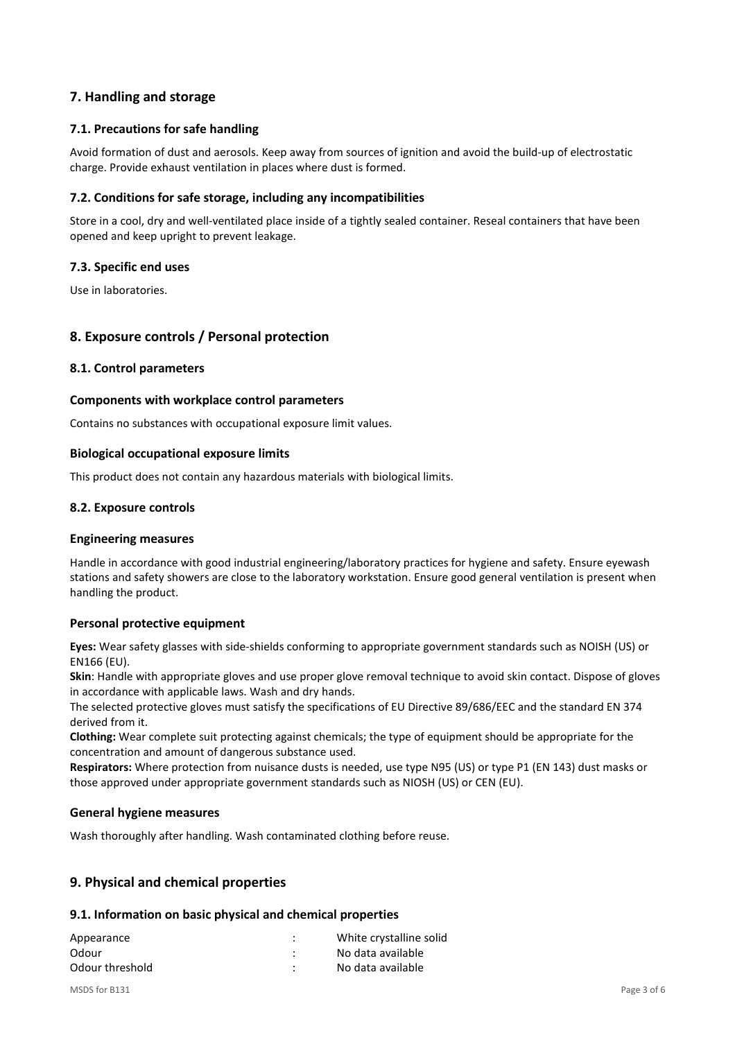## 7. Handling and storage

### 7.1. Precautions for safe handling

Avoid formation of dust and aerosols. Keep away from sources of ignition and avoid the build-up of electrostatic charge. Provide exhaust ventilation in places where dust is formed.

### 7.2. Conditions for safe storage, including any incompatibilities

Store in a cool, dry and well-ventilated place inside of a tightly sealed container. Reseal containers that have been opened and keep upright to prevent leakage.

### 7.3. Specific end uses

Use in laboratories.

## 8. Exposure controls / Personal protection

### 8.1. Control parameters

#### Components with workplace control parameters

Contains no substances with occupational exposure limit values.

#### Biological occupational exposure limits

This product does not contain any hazardous materials with biological limits.

### 8.2. Exposure controls

#### Engineering measures

Handle in accordance with good industrial engineering/laboratory practices for hygiene and safety. Ensure eyewash stations and safety showers are close to the laboratory workstation. Ensure good general ventilation is present when handling the product.

#### Personal protective equipment

**Eyes:** Wear safety glasses with side-shields conforming to appropriate government standards such as NOISH (US) or EN166 (EU).

**Skin**: Handle with appropriate gloves and use proper glove removal technique to avoid skin contact. Dispose of gloves in accordance with applicable laws. Wash and dry hands.

The selected protective gloves must satisfy the specifications of EU Directive 89/686/EEC and the standard EN 374 derived from it.

**Clothing:** Wear complete suit protecting against chemicals; the type of equipment should be appropriate for the concentration and amount of dangerous substance used.

**Respirators:** Where protection from nuisance dusts is needed, use type N95 (US) or type P1 (EN 143) dust masks or those approved under appropriate government standards such as NIOSH (US) or CEN (EU).

#### General hygiene measures

Wash thoroughly after handling. Wash contaminated clothing before reuse.

## 9. Physical and chemical properties

### 9.1. Information on basic physical and chemical properties

| | | |
|---|---|---|
| Appearance | : | White crystalline solid |
| Odour | : | No data available |
| Odour threshold | : | No data available |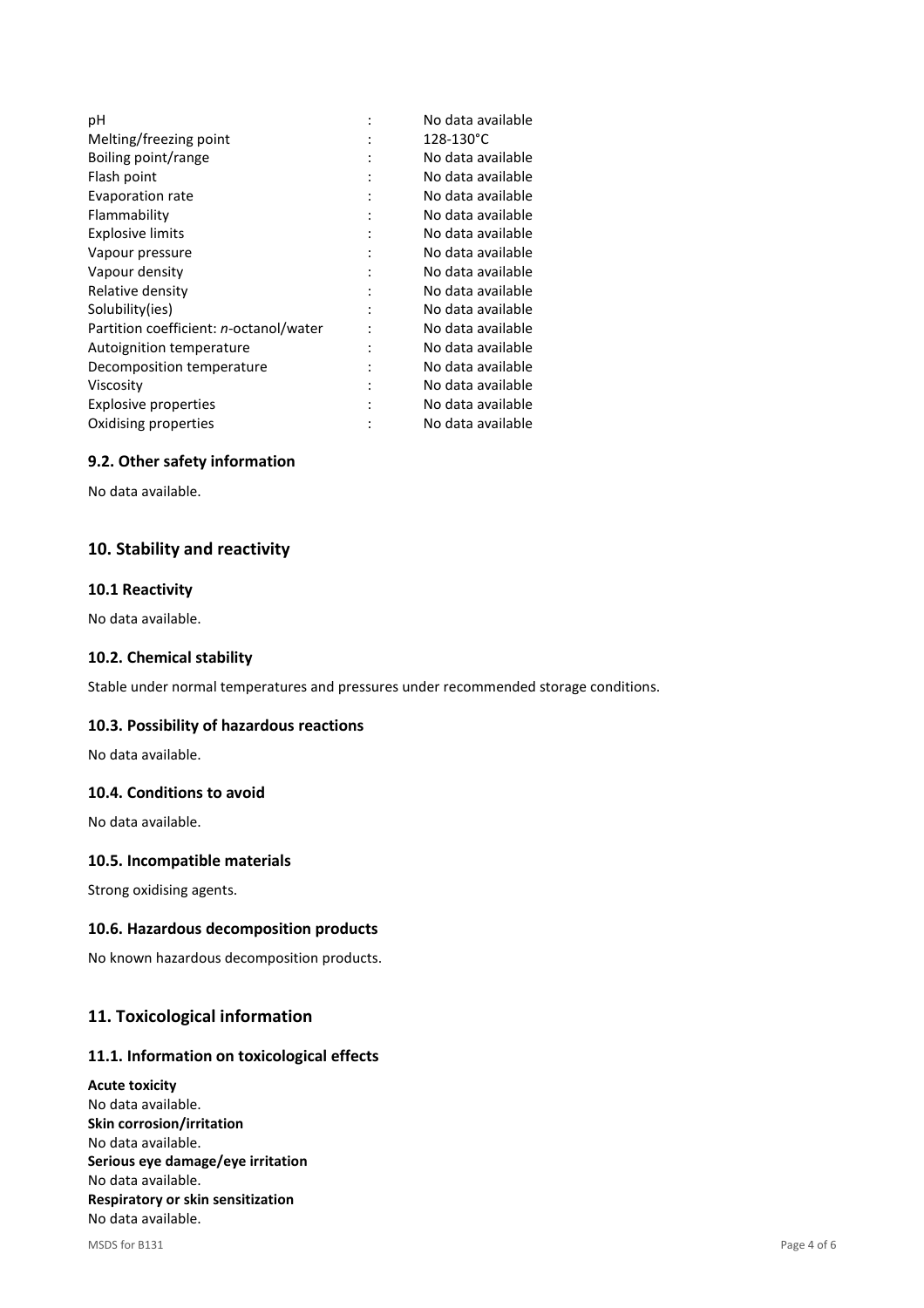| | | |
|---|---|---|
| pH | : | No data available |
| Melting/freezing point | : | 128-130°C |
| Boiling point/range | : | No data available |
| Flash point | : | No data available |
| Evaporation rate | : | No data available |
| Flammability | : | No data available |
| Explosive limits | : | No data available |
| Vapour pressure | : | No data available |
| Vapour density | : | No data available |
| Relative density | : | No data available |
| Solubility(ies) | : | No data available |
| Partition coefficient: *n*-octanol/water | : | No data available |
| Autoignition temperature | : | No data available |
| Decomposition temperature | : | No data available |
| Viscosity | : | No data available |
| Explosive properties | : | No data available |
| Oxidising properties | : | No data available |

### 9.2. Other safety information

No data available.

## 10. Stability and reactivity

### 10.1 Reactivity

No data available.

### 10.2. Chemical stability

Stable under normal temperatures and pressures under recommended storage conditions.

### 10.3. Possibility of hazardous reactions

No data available.

### 10.4. Conditions to avoid

No data available.

### 10.5. Incompatible materials

Strong oxidising agents.

### 10.6. Hazardous decomposition products

No known hazardous decomposition products.

## 11. Toxicological information

### 11.1. Information on toxicological effects

**Acute toxicity**
No data available.
**Skin corrosion/irritation**
No data available.
**Serious eye damage/eye irritation**
No data available.
**Respiratory or skin sensitization**
No data available.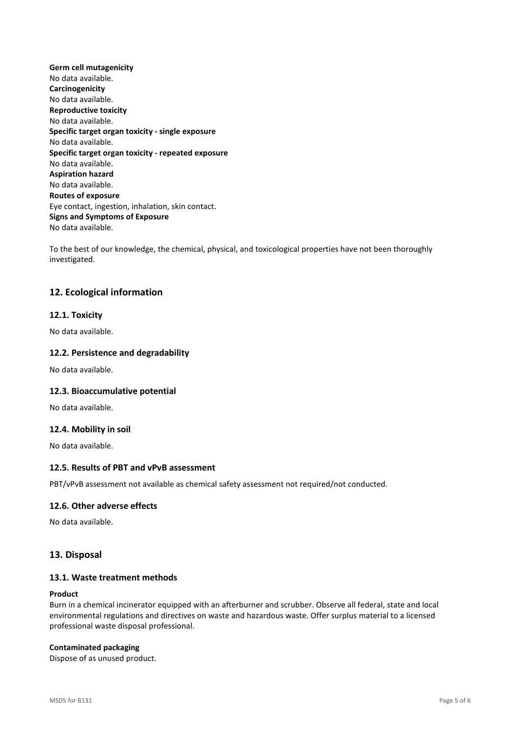**Germ cell mutagenicity**
No data available.
**Carcinogenicity**
No data available.
**Reproductive toxicity**
No data available.
**Specific target organ toxicity - single exposure**
No data available.
**Specific target organ toxicity - repeated exposure**
No data available.
**Aspiration hazard**
No data available.
**Routes of exposure**
Eye contact, ingestion, inhalation, skin contact.
**Signs and Symptoms of Exposure**
No data available.

To the best of our knowledge, the chemical, physical, and toxicological properties have not been thoroughly investigated.

## 12. Ecological information

### 12.1. Toxicity

No data available.

### 12.2. Persistence and degradability

No data available.

### 12.3. Bioaccumulative potential

No data available.

### 12.4. Mobility in soil

No data available.

### 12.5. Results of PBT and vPvB assessment

PBT/vPvB assessment not available as chemical safety assessment not required/not conducted.

### 12.6. Other adverse effects

No data available.

## 13. Disposal

### 13.1. Waste treatment methods

**Product**
Burn in a chemical incinerator equipped with an afterburner and scrubber. Observe all federal, state and local environmental regulations and directives on waste and hazardous waste. Offer surplus material to a licensed professional waste disposal professional.

**Contaminated packaging**
Dispose of as unused product.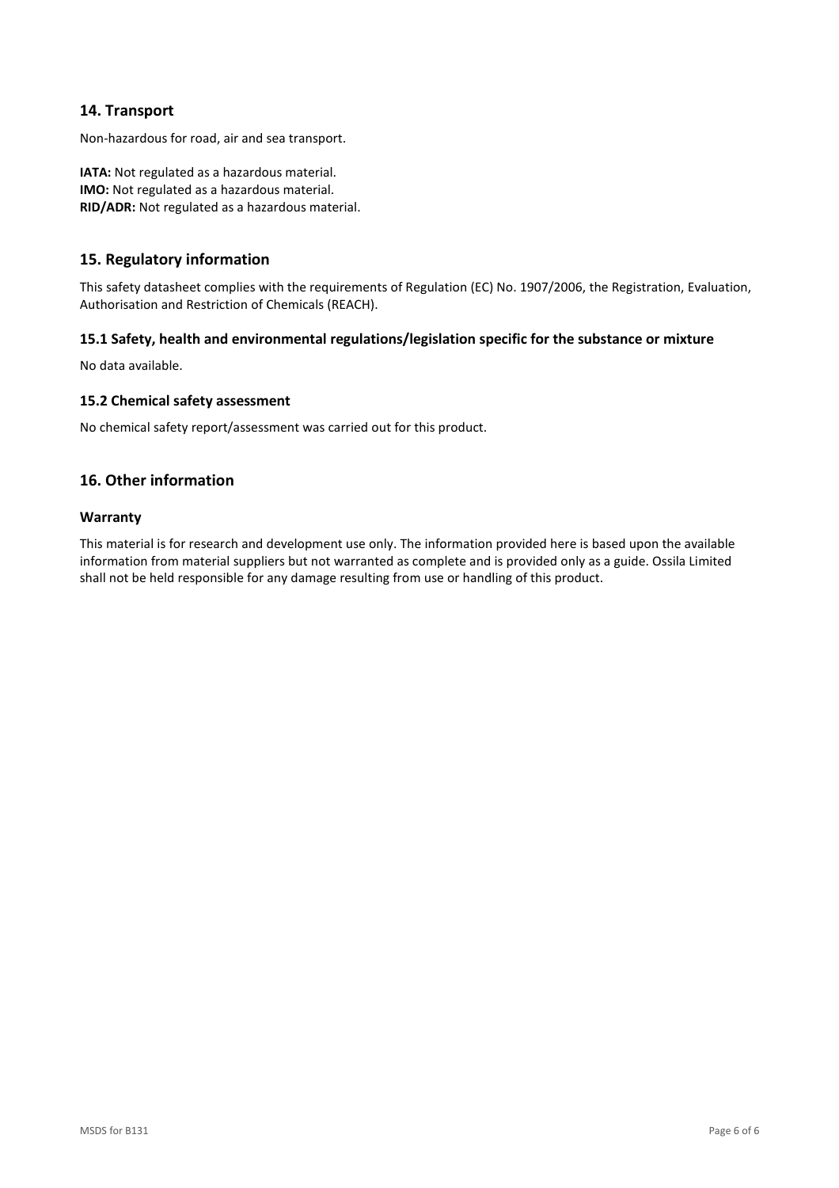## 14. Transport

Non-hazardous for road, air and sea transport.

**IATA:** Not regulated as a hazardous material.
**IMO:** Not regulated as a hazardous material.
**RID/ADR:** Not regulated as a hazardous material.

## 15. Regulatory information

This safety datasheet complies with the requirements of Regulation (EC) No. 1907/2006, the Registration, Evaluation, Authorisation and Restriction of Chemicals (REACH).

### 15.1 Safety, health and environmental regulations/legislation specific for the substance or mixture

No data available.

### 15.2 Chemical safety assessment

No chemical safety report/assessment was carried out for this product.

## 16. Other information

### Warranty

This material is for research and development use only. The information provided here is based upon the available information from material suppliers but not warranted as complete and is provided only as a guide. Ossila Limited shall not be held responsible for any damage resulting from use or handling of this product.